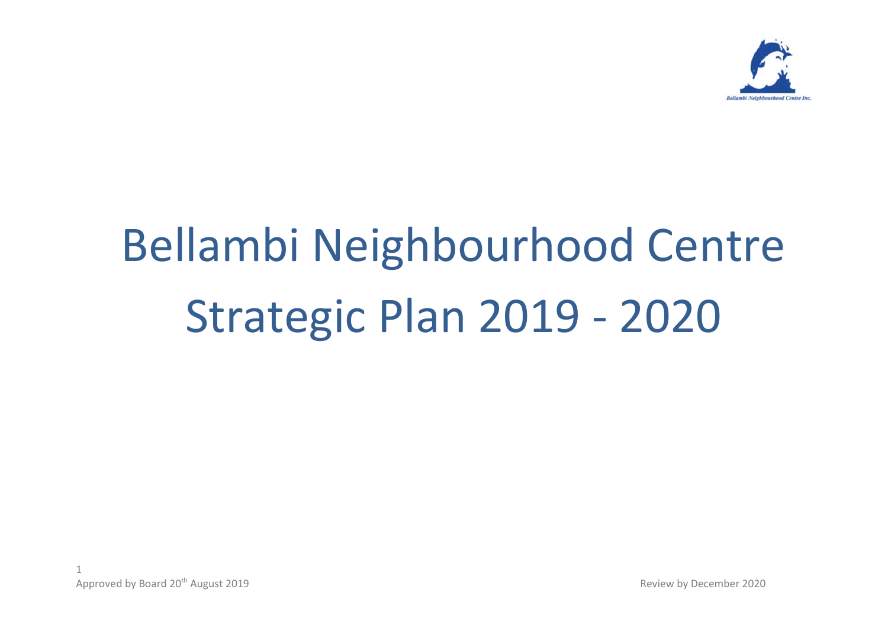# Bellambi Neighbourhood Centre Strategic Plan 2019 - 2020

Approved by Board 20th August 2019

Review by December 2020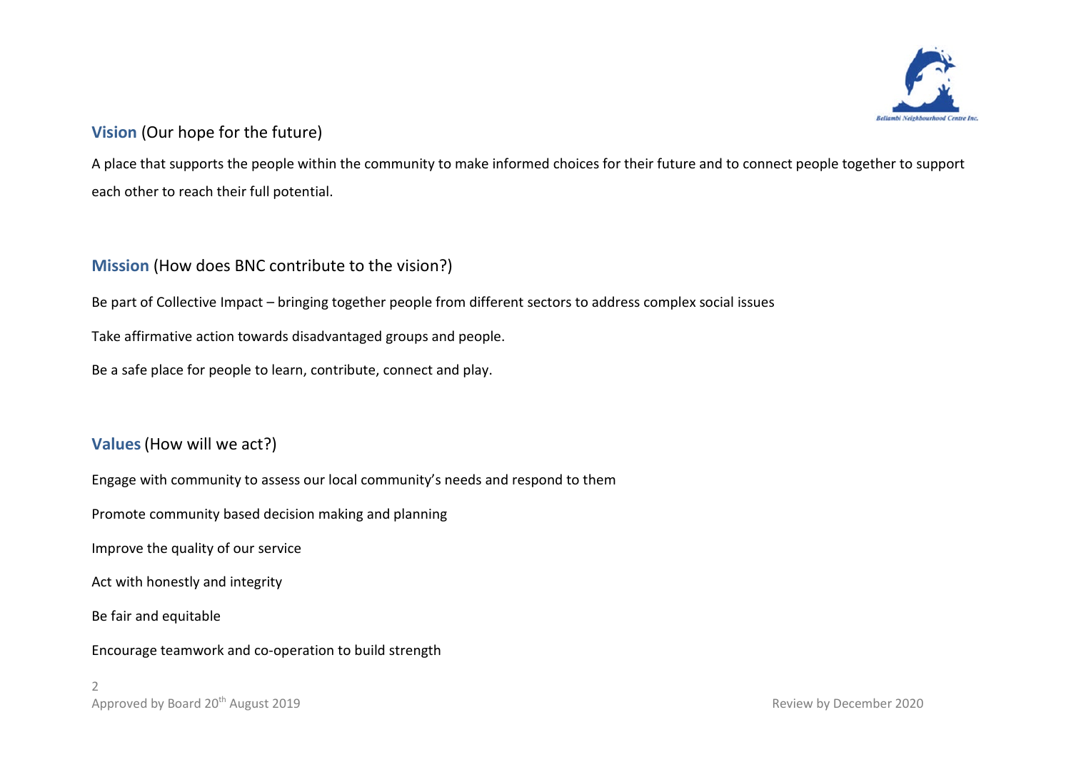## Vision (Our hope for the future)

A place that supports the people within the community to make informed choices for their future and to connect people together to support each other to reach their full potential.

## Mission (How does BNC contribute to the vision?)

Be part of Collective Impact – bringing together people from different sectors to address complex social issues

Take affirmative action towards disadvantaged groups and people.

Be a safe place for people to learn, contribute, connect and play.

## Values (How will we act?)

Engage with community to assess our local community's needs and respond to them

Promote community based decision making and planning

Improve the quality of our service

Act with honestly and integrity

Be fair and equitable

Encourage teamwork and co-operation to build strength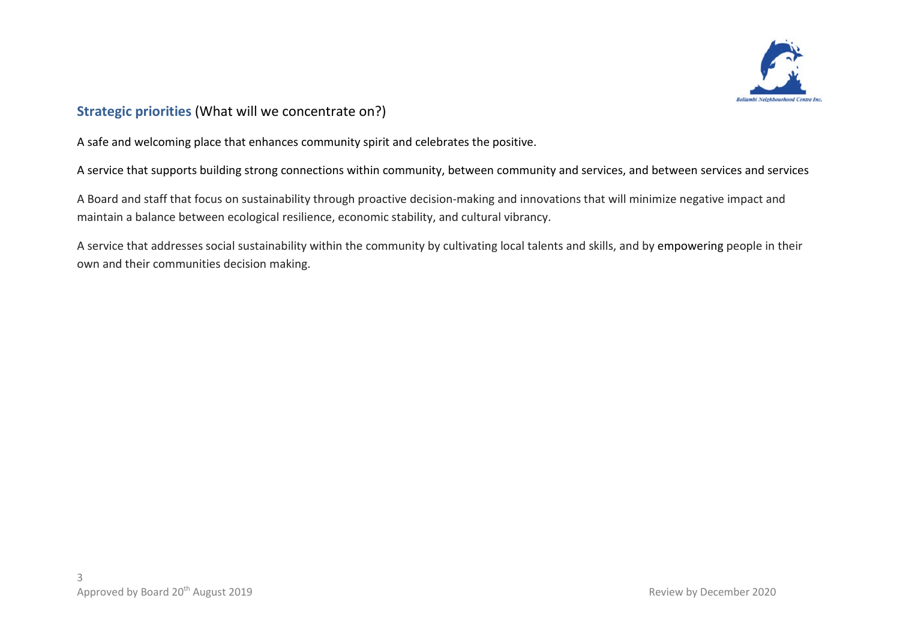## **Strategic priorities** (What will we concentrate on?)

A safe and welcoming place that enhances community spirit and celebrates the positive.

A service that supports building strong connections within community, between community and services, and between services and services

A Board and staff that focus on sustainability through proactive decision-making and innovations that will minimize negative impact and maintain a balance between ecological resilience, economic stability, and cultural vibrancy.

A service that addresses social sustainability within the community by cultivating local talents and skills, and by empowering people in their own and their communities decision making.

Approved by Board 20th August 2019 Review by December 2020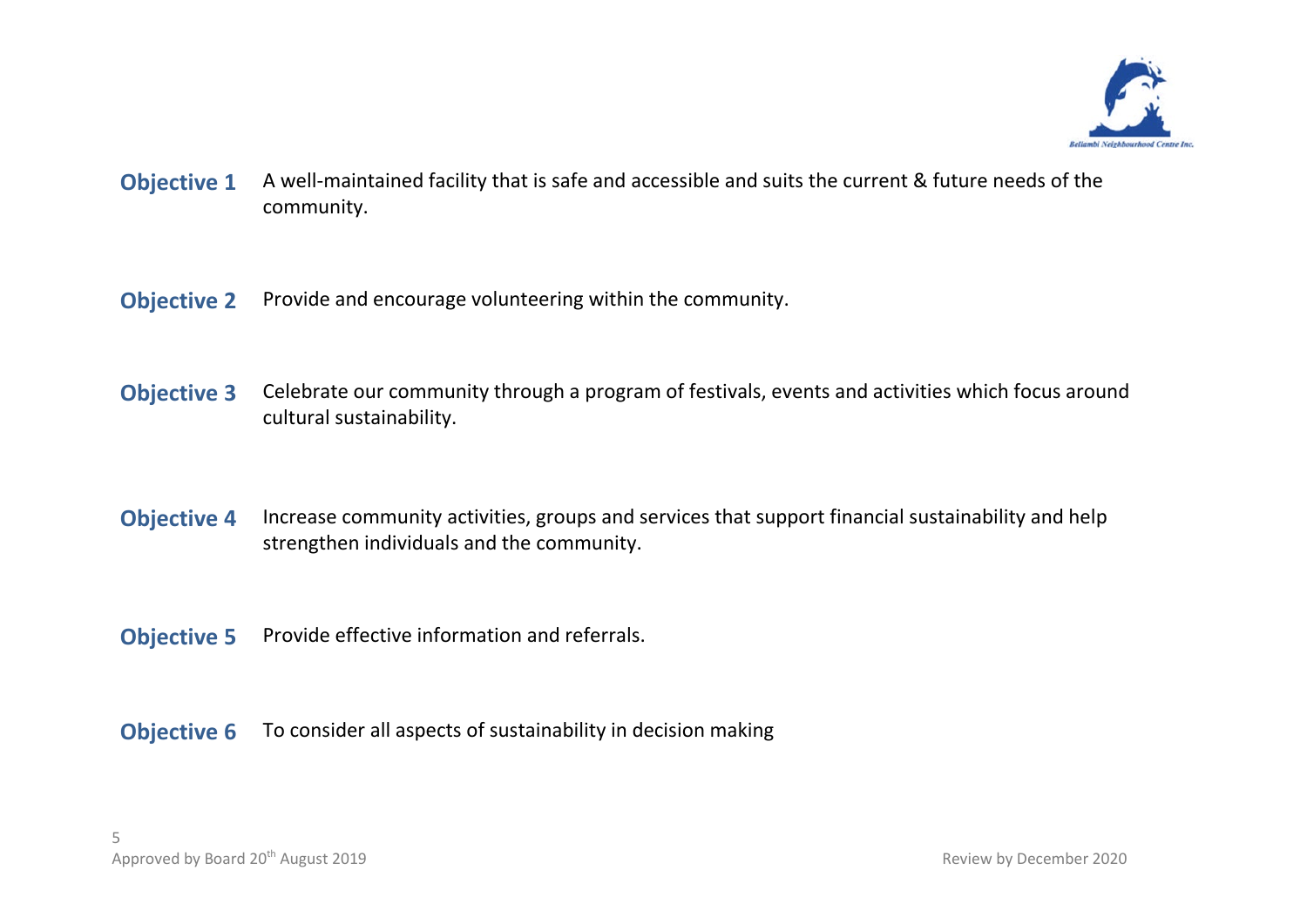**Objective 1** A well-maintained facility that is safe and accessible and suits the current & future needs of the community.

**Objective 2** Provide and encourage volunteering within the community.

**Objective 3** Celebrate our community through a program of festivals, events and activities which focus around cultural sustainability.

**Objective 4** Increase community activities, groups and services that support financial sustainability and help strengthen individuals and the community.

**Objective 5** Provide effective information and referrals.

**Objective 6** To consider all aspects of sustainability in decision making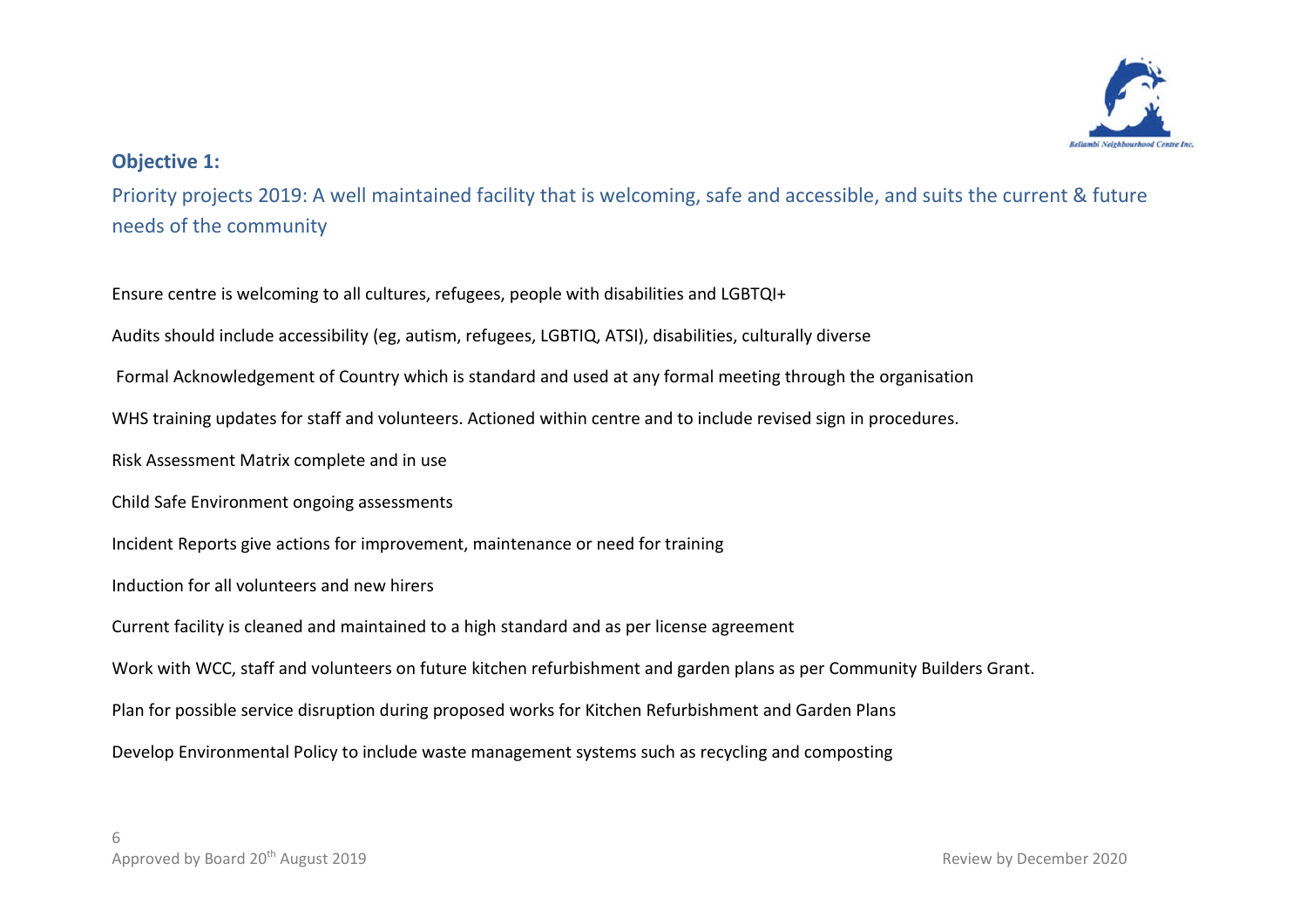## Objective 1:

### Priority projects 2019: A well maintained facility that is welcoming, safe and accessible, and suits the current & future needs of the community

Ensure centre is welcoming to all cultures, refugees, people with disabilities and LGBTQI+

Audits should include accessibility (eg, autism, refugees, LGBTIQ, ATSI), disabilities, culturally diverse

Formal Acknowledgement of Country which is standard and used at any formal meeting through the organisation

WHS training updates for staff and volunteers. Actioned within centre and to include revised sign in procedures.

Risk Assessment Matrix complete and in use

Child Safe Environment ongoing assessments

Incident Reports give actions for improvement, maintenance or need for training

Induction for all volunteers and new hirers

Current facility is cleaned and maintained to a high standard and as per license agreement

Work with WCC, staff and volunteers on future kitchen refurbishment and garden plans as per Community Builders Grant.

Plan for possible service disruption during proposed works for Kitchen Refurbishment and Garden Plans

Develop Environmental Policy to include waste management systems such as recycling and composting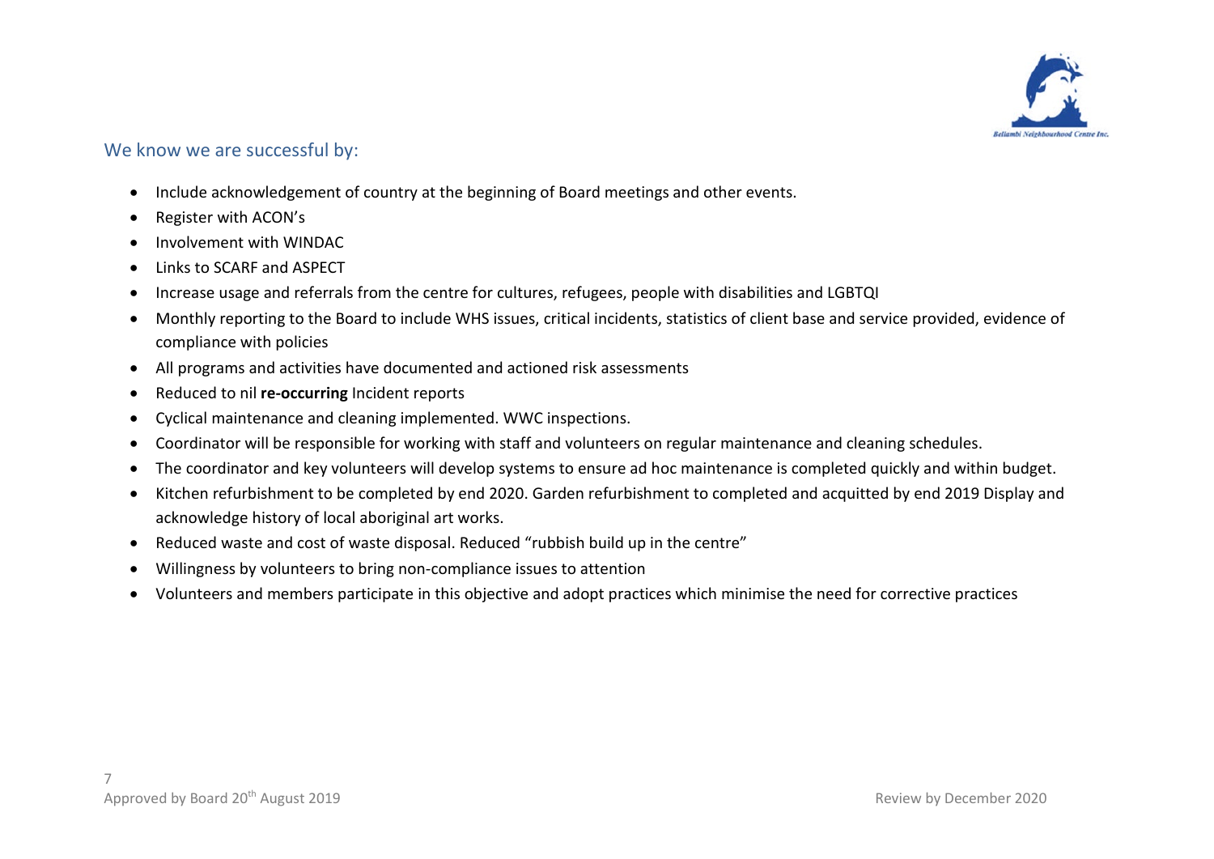## We know we are successful by:

- Include acknowledgement of country at the beginning of Board meetings and other events.
- Register with ACON's
- Involvement with WINDAC
- Links to SCARF and ASPECT
- Increase usage and referrals from the centre for cultures, refugees, people with disabilities and LGBTQI
- Monthly reporting to the Board to include WHS issues, critical incidents, statistics of client base and service provided, evidence of compliance with policies
- All programs and activities have documented and actioned risk assessments
- Reduced to nil **re-occurring** Incident reports
- Cyclical maintenance and cleaning implemented. WWC inspections.
- Coordinator will be responsible for working with staff and volunteers on regular maintenance and cleaning schedules.
- The coordinator and key volunteers will develop systems to ensure ad hoc maintenance is completed quickly and within budget.
- Kitchen refurbishment to be completed by end 2020. Garden refurbishment to completed and acquitted by end 2019 Display and acknowledge history of local aboriginal art works.
- Reduced waste and cost of waste disposal. Reduced "rubbish build up in the centre"
- Willingness by volunteers to bring non-compliance issues to attention
- Volunteers and members participate in this objective and adopt practices which minimise the need for corrective practices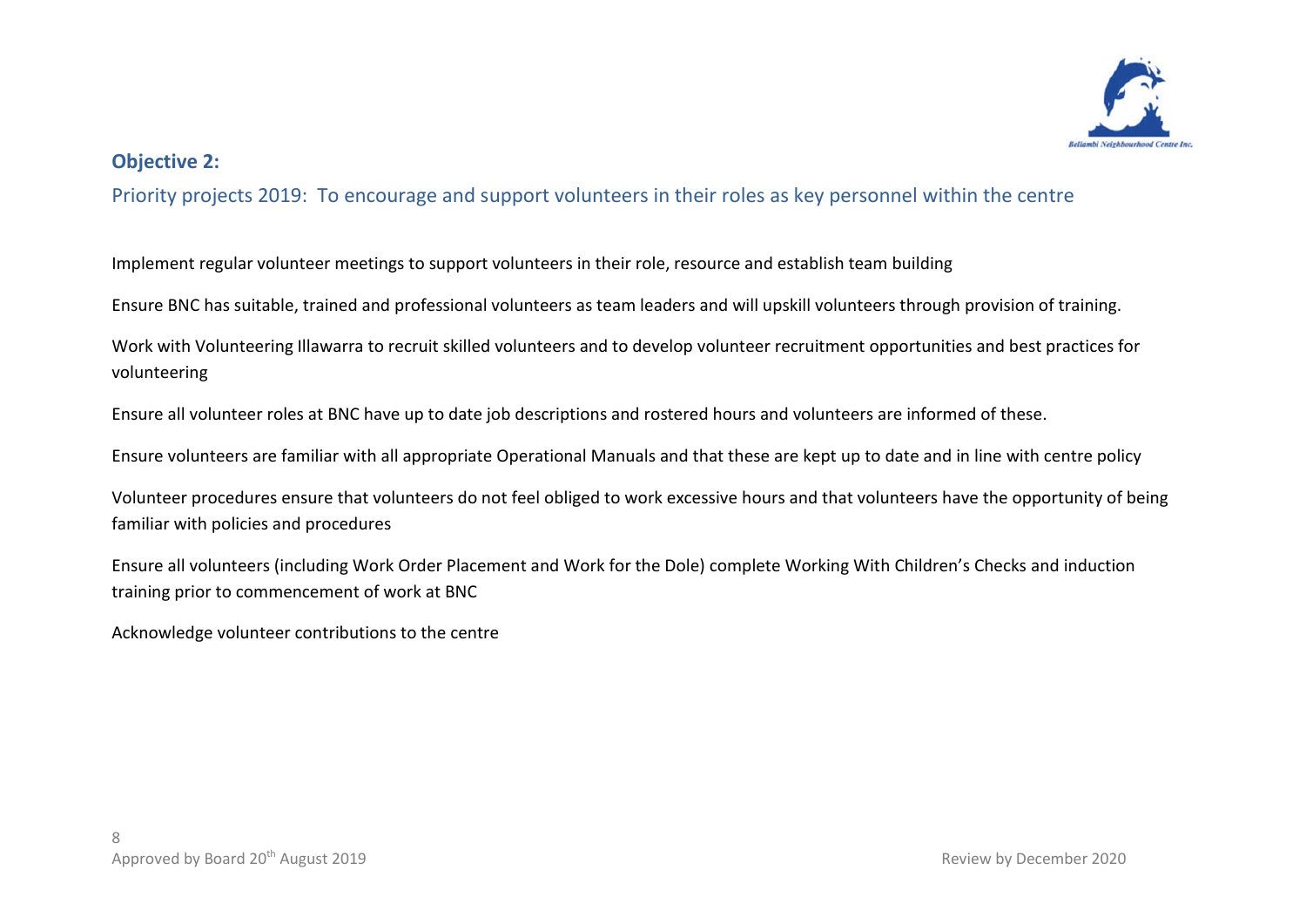## Objective 2:

### Priority projects 2019: To encourage and support volunteers in their roles as key personnel within the centre

Implement regular volunteer meetings to support volunteers in their role, resource and establish team building

Ensure BNC has suitable, trained and professional volunteers as team leaders and will upskill volunteers through provision of training.

Work with Volunteering Illawarra to recruit skilled volunteers and to develop volunteer recruitment opportunities and best practices for volunteering

Ensure all volunteer roles at BNC have up to date job descriptions and rostered hours and volunteers are informed of these.

Ensure volunteers are familiar with all appropriate Operational Manuals and that these are kept up to date and in line with centre policy

Volunteer procedures ensure that volunteers do not feel obliged to work excessive hours and that volunteers have the opportunity of being familiar with policies and procedures

Ensure all volunteers (including Work Order Placement and Work for the Dole) complete Working With Children's Checks and induction training prior to commencement of work at BNC

Acknowledge volunteer contributions to the centre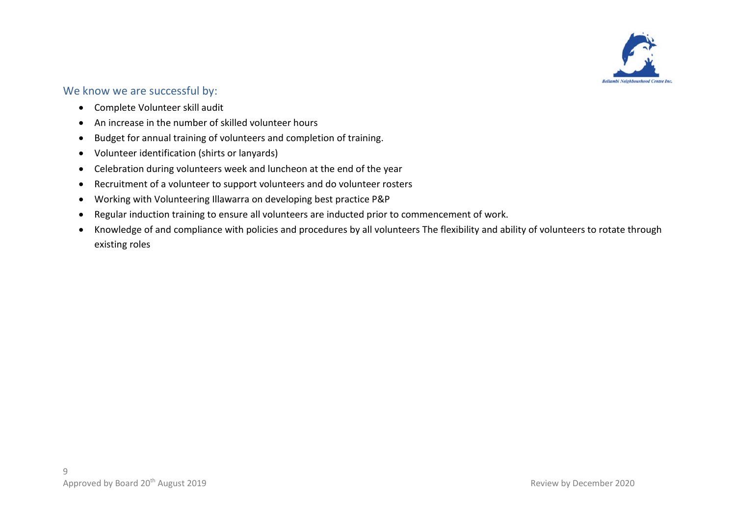### We know we are successful by:

- Complete Volunteer skill audit
- An increase in the number of skilled volunteer hours
- Budget for annual training of volunteers and completion of training.
- Volunteer identification (shirts or lanyards)
- Celebration during volunteers week and luncheon at the end of the year
- Recruitment of a volunteer to support volunteers and do volunteer rosters
- Working with Volunteering Illawarra on developing best practice P&P
- Regular induction training to ensure all volunteers are inducted prior to commencement of work.
- Knowledge of and compliance with policies and procedures by all volunteers The flexibility and ability of volunteers to rotate through existing roles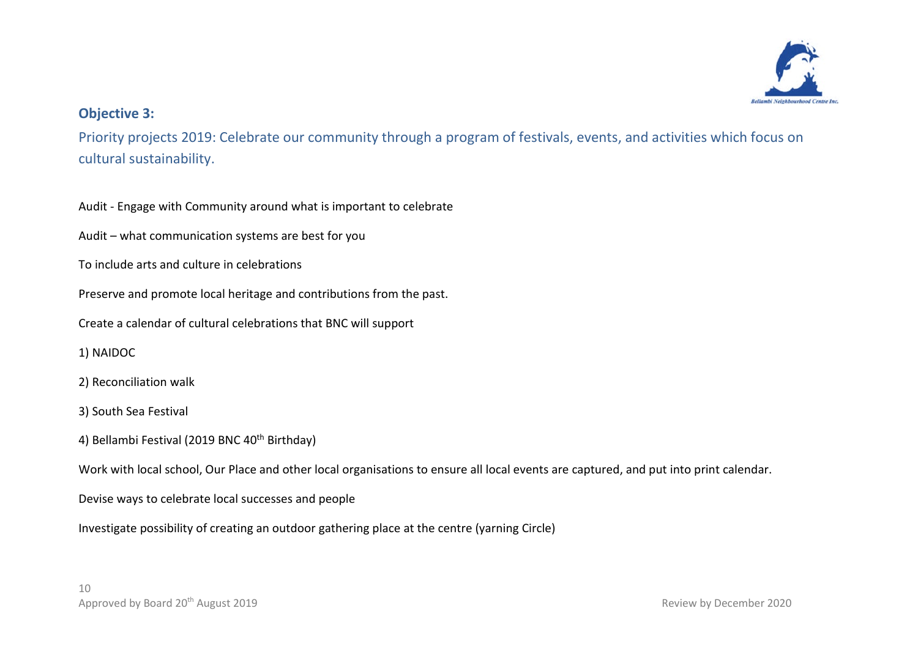### Objective 3:

Priority projects 2019: Celebrate our community through a program of festivals, events, and activities which focus on cultural sustainability.

Audit - Engage with Community around what is important to celebrate

Audit – what communication systems are best for you

To include arts and culture in celebrations

Preserve and promote local heritage and contributions from the past.

Create a calendar of cultural celebrations that BNC will support

1) NAIDOC

2) Reconciliation walk

3) South Sea Festival

4) Bellambi Festival (2019 BNC 40th Birthday)

Work with local school, Our Place and other local organisations to ensure all local events are captured, and put into print calendar.

Devise ways to celebrate local successes and people

Investigate possibility of creating an outdoor gathering place at the centre (yarning Circle)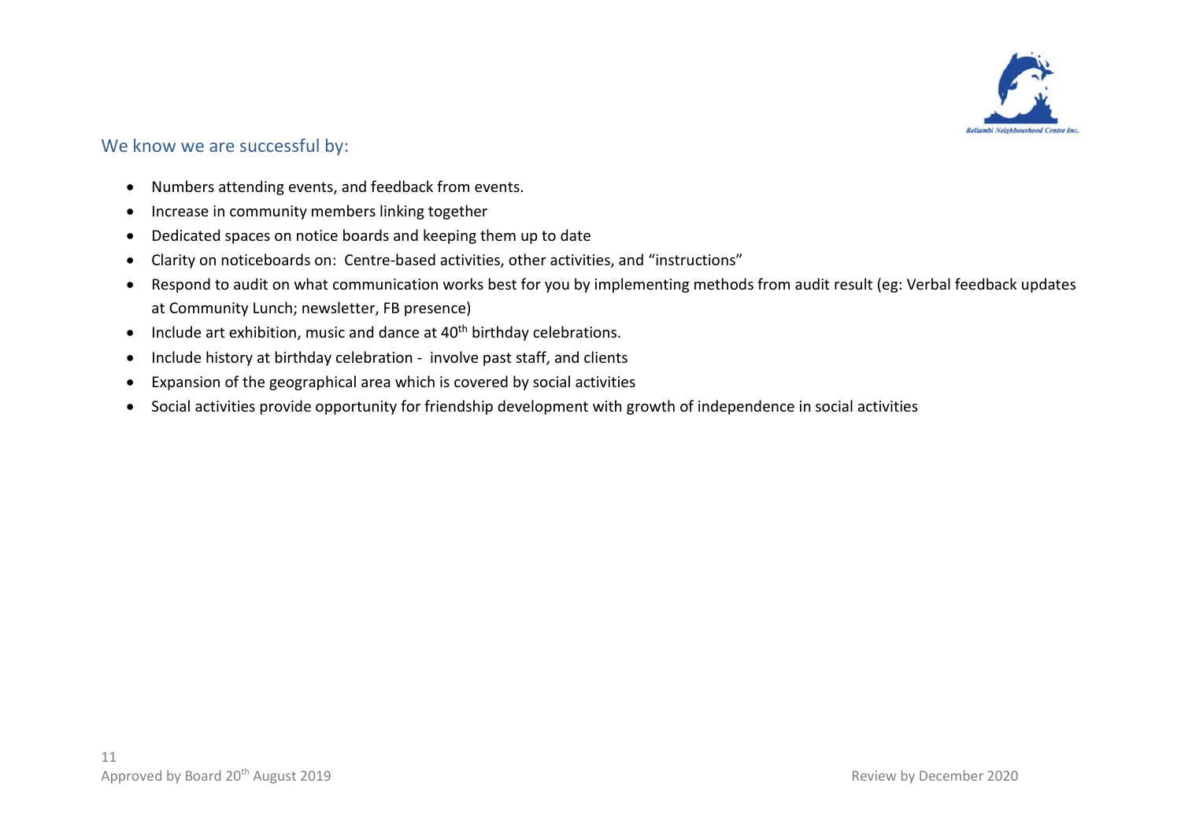## We know we are successful by:

- Numbers attending events, and feedback from events.
- Increase in community members linking together
- Dedicated spaces on notice boards and keeping them up to date
- Clarity on noticeboards on:  Centre-based activities, other activities, and "instructions"
- Respond to audit on what communication works best for you by implementing methods from audit result (eg: Verbal feedback updates at Community Lunch; newsletter, FB presence)
- Include art exhibition, music and dance at 40th birthday celebrations.
- Include history at birthday celebration -  involve past staff, and clients
- Expansion of the geographical area which is covered by social activities
- Social activities provide opportunity for friendship development with growth of independence in social activities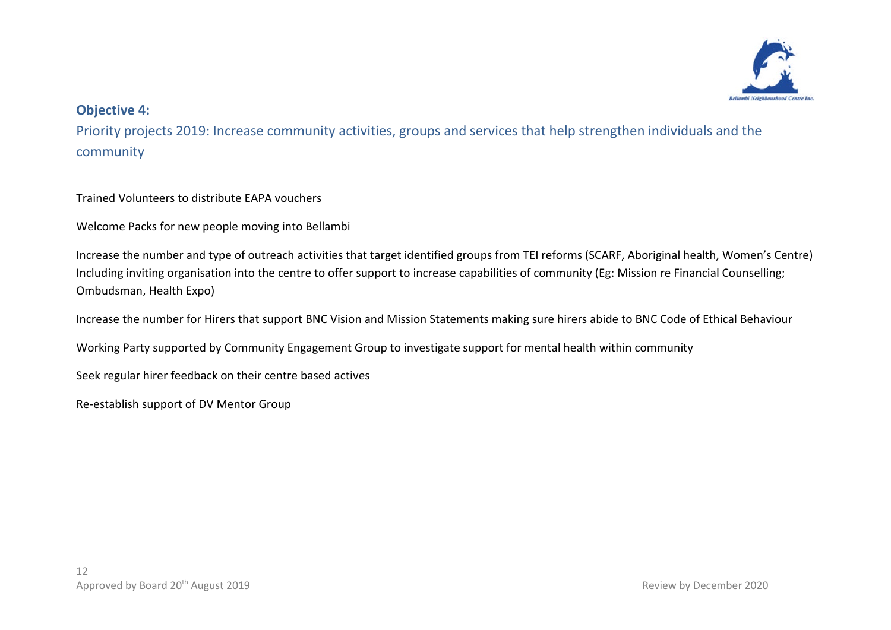**Objective 4:**

## Priority projects 2019: Increase community activities, groups and services that help strengthen individuals and the community

Trained Volunteers to distribute EAPA vouchers

Welcome Packs for new people moving into Bellambi

Increase the number and type of outreach activities that target identified groups from TEI reforms (SCARF, Aboriginal health, Women's Centre) Including inviting organisation into the centre to offer support to increase capabilities of community (Eg: Mission re Financial Counselling; Ombudsman, Health Expo)

Increase the number for Hirers that support BNC Vision and Mission Statements making sure hirers abide to BNC Code of Ethical Behaviour

Working Party supported by Community Engagement Group to investigate support for mental health within community

Seek regular hirer feedback on their centre based actives

Re-establish support of DV Mentor Group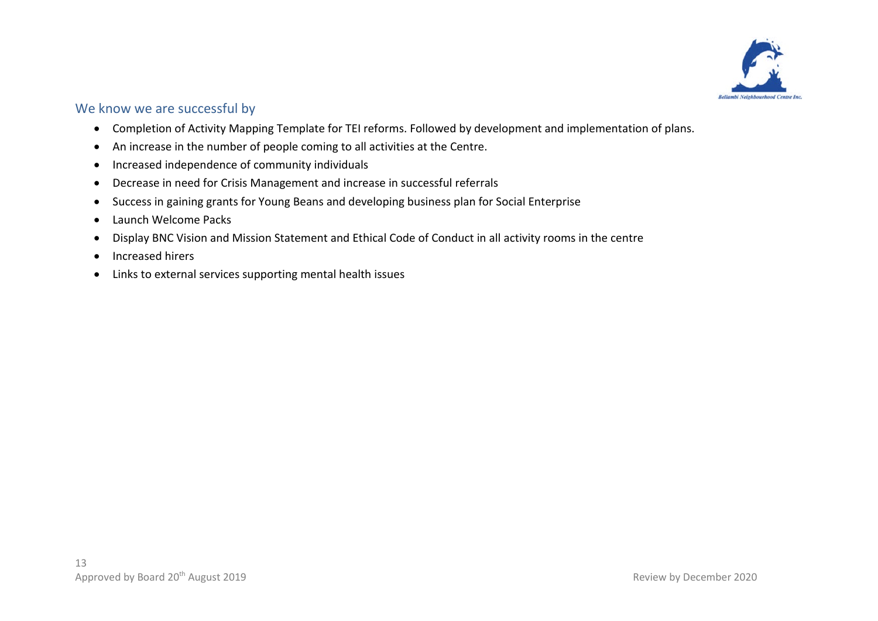## We know we are successful by

- Completion of Activity Mapping Template for TEI reforms. Followed by development and implementation of plans.
- An increase in the number of people coming to all activities at the Centre.
- Increased independence of community individuals
- Decrease in need for Crisis Management and increase in successful referrals
- Success in gaining grants for Young Beans and developing business plan for Social Enterprise
- Launch Welcome Packs
- Display BNC Vision and Mission Statement and Ethical Code of Conduct in all activity rooms in the centre
- Increased hirers
- Links to external services supporting mental health issues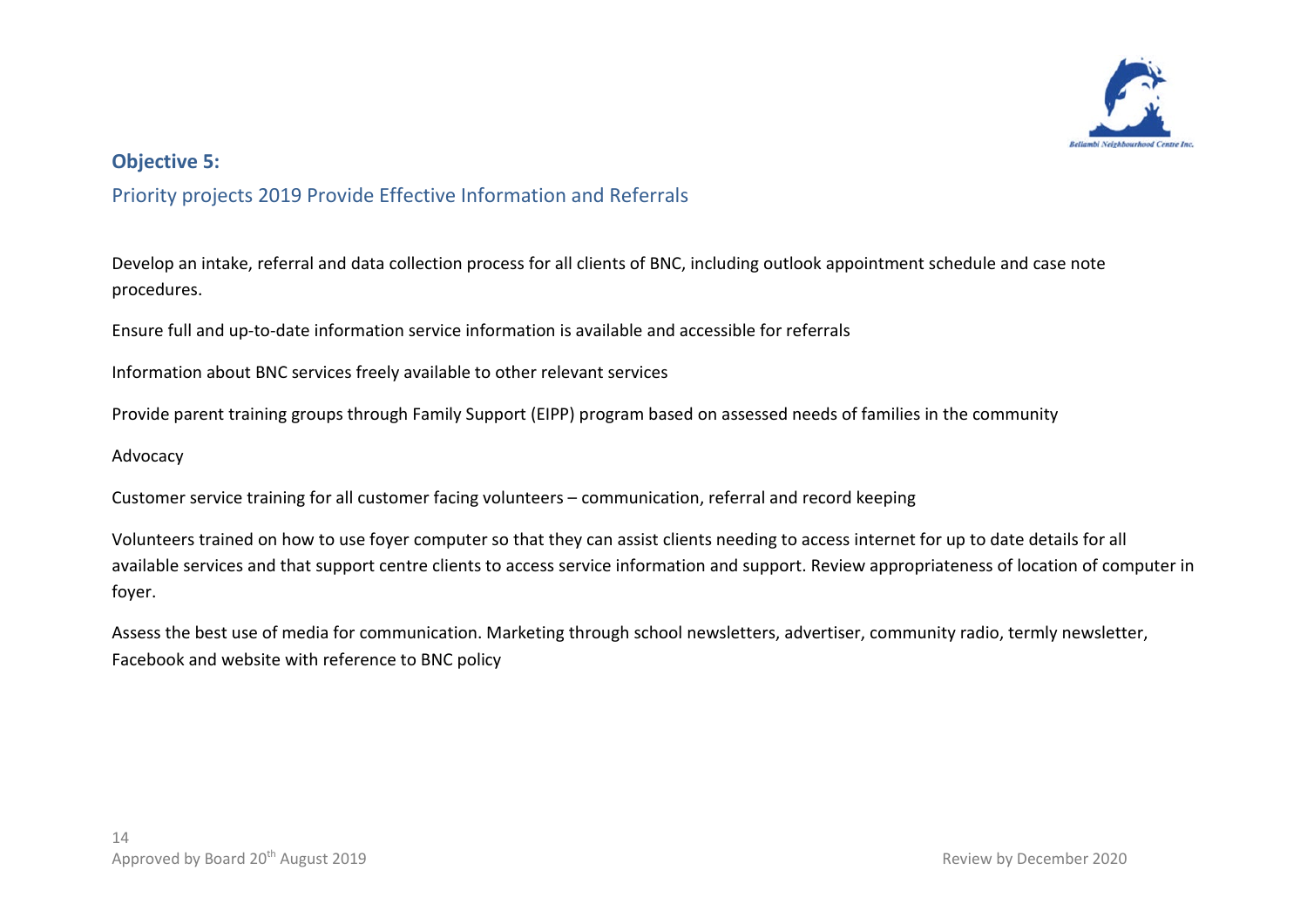## Objective 5:

### Priority projects 2019 Provide Effective Information and Referrals

Develop an intake, referral and data collection process for all clients of BNC, including outlook appointment schedule and case note procedures.

Ensure full and up-to-date information service information is available and accessible for referrals

Information about BNC services freely available to other relevant services

Provide parent training groups through Family Support (EIPP) program based on assessed needs of families in the community

Advocacy

Customer service training for all customer facing volunteers – communication, referral and record keeping

Volunteers trained on how to use foyer computer so that they can assist clients needing to access internet for up to date details for all available services and that support centre clients to access service information and support. Review appropriateness of location of computer in foyer.

Assess the best use of media for communication. Marketing through school newsletters, advertiser, community radio, termly newsletter, Facebook and website with reference to BNC policy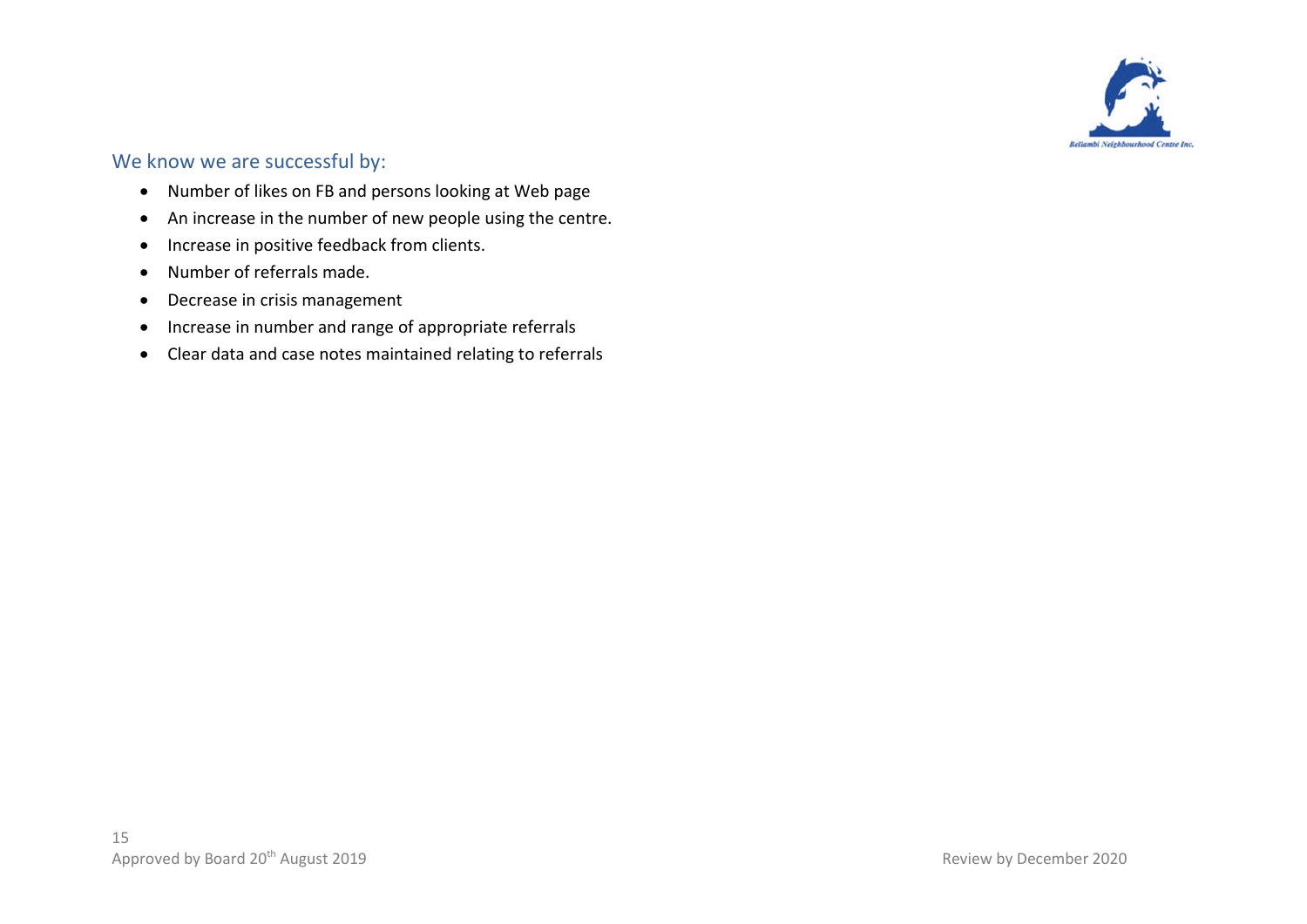### We know we are successful by:

- Number of likes on FB and persons looking at Web page
- An increase in the number of new people using the centre.
- Increase in positive feedback from clients.
- Number of referrals made.
- Decrease in crisis management
- Increase in number and range of appropriate referrals
- Clear data and case notes maintained relating to referrals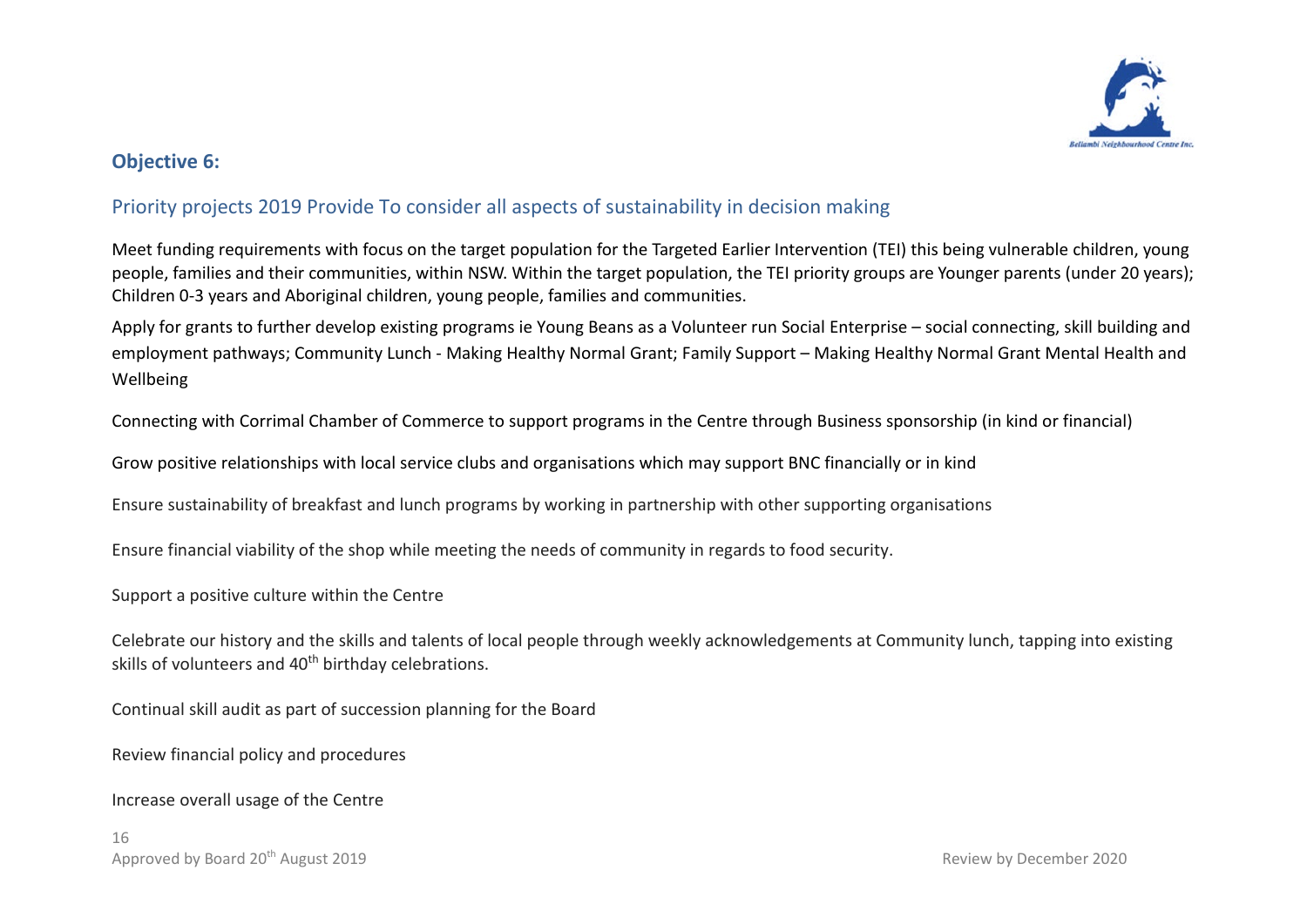## Objective 6:

### Priority projects 2019 Provide To consider all aspects of sustainability in decision making

Meet funding requirements with focus on the target population for the Targeted Earlier Intervention (TEI) this being vulnerable children, young people, families and their communities, within NSW. Within the target population, the TEI priority groups are Younger parents (under 20 years); Children 0-3 years and Aboriginal children, young people, families and communities.

Apply for grants to further develop existing programs ie Young Beans as a Volunteer run Social Enterprise – social connecting, skill building and employment pathways; Community Lunch - Making Healthy Normal Grant; Family Support – Making Healthy Normal Grant Mental Health and Wellbeing

Connecting with Corrimal Chamber of Commerce to support programs in the Centre through Business sponsorship (in kind or financial)

Grow positive relationships with local service clubs and organisations which may support BNC financially or in kind

Ensure sustainability of breakfast and lunch programs by working in partnership with other supporting organisations

Ensure financial viability of the shop while meeting the needs of community in regards to food security.

Support a positive culture within the Centre

Celebrate our history and the skills and talents of local people through weekly acknowledgements at Community lunch, tapping into existing skills of volunteers and 40th birthday celebrations.

Continual skill audit as part of succession planning for the Board

Review financial policy and procedures

Increase overall usage of the Centre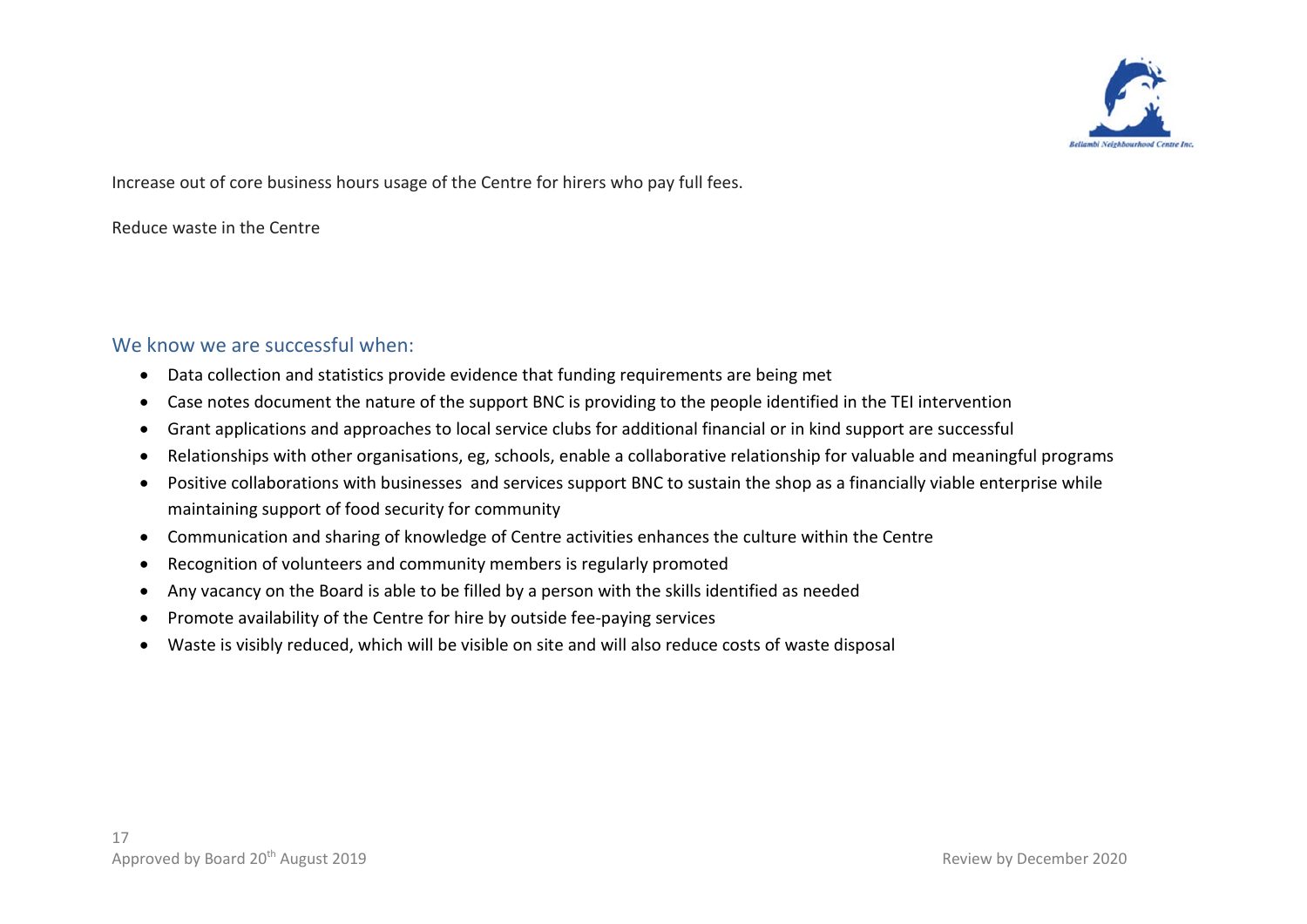Increase out of core business hours usage of the Centre for hirers who pay full fees.

Reduce waste in the Centre

### We know we are successful when:

- Data collection and statistics provide evidence that funding requirements are being met
- Case notes document the nature of the support BNC is providing to the people identified in the TEI intervention
- Grant applications and approaches to local service clubs for additional financial or in kind support are successful
- Relationships with other organisations, eg, schools, enable a collaborative relationship for valuable and meaningful programs
- Positive collaborations with businesses and services support BNC to sustain the shop as a financially viable enterprise while maintaining support of food security for community
- Communication and sharing of knowledge of Centre activities enhances the culture within the Centre
- Recognition of volunteers and community members is regularly promoted
- Any vacancy on the Board is able to be filled by a person with the skills identified as needed
- Promote availability of the Centre for hire by outside fee-paying services
- Waste is visibly reduced, which will be visible on site and will also reduce costs of waste disposal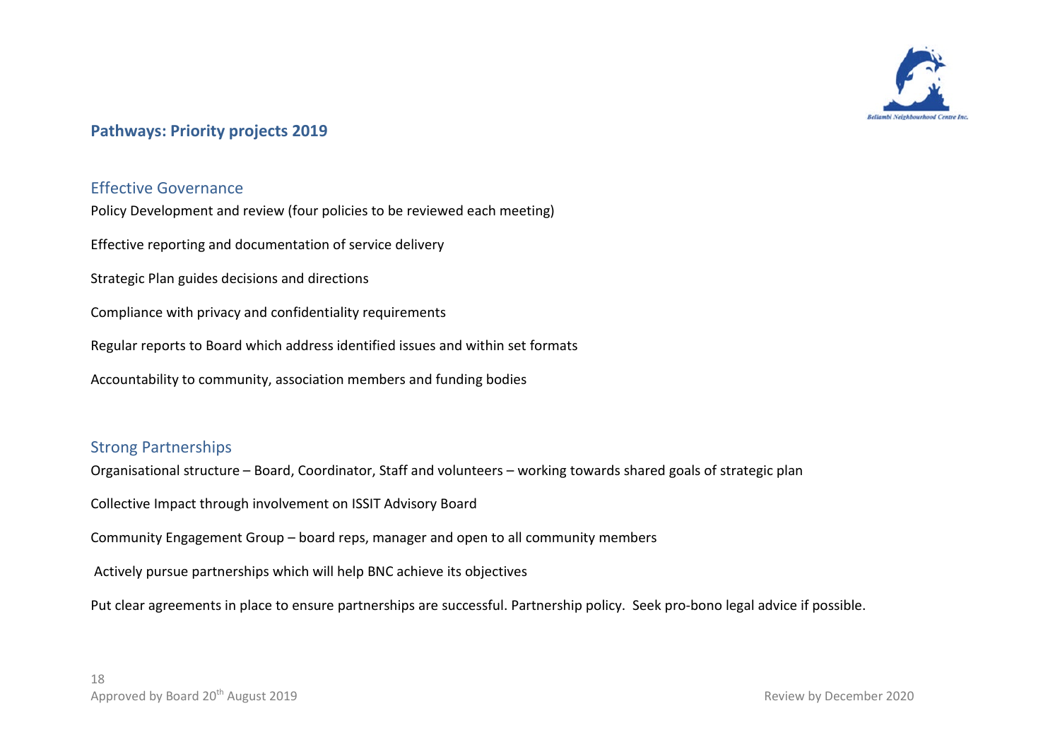## Pathways: Priority projects 2019

### Effective Governance

Policy Development and review (four policies to be reviewed each meeting)

Effective reporting and documentation of service delivery

Strategic Plan guides decisions and directions

Compliance with privacy and confidentiality requirements

Regular reports to Board which address identified issues and within set formats

Accountability to community, association members and funding bodies

### Strong Partnerships

Organisational structure – Board, Coordinator, Staff and volunteers – working towards shared goals of strategic plan

Collective Impact through involvement on ISSIT Advisory Board

Community Engagement Group – board reps, manager and open to all community members

Actively pursue partnerships which will help BNC achieve its objectives

Put clear agreements in place to ensure partnerships are successful. Partnership policy. Seek pro-bono legal advice if possible.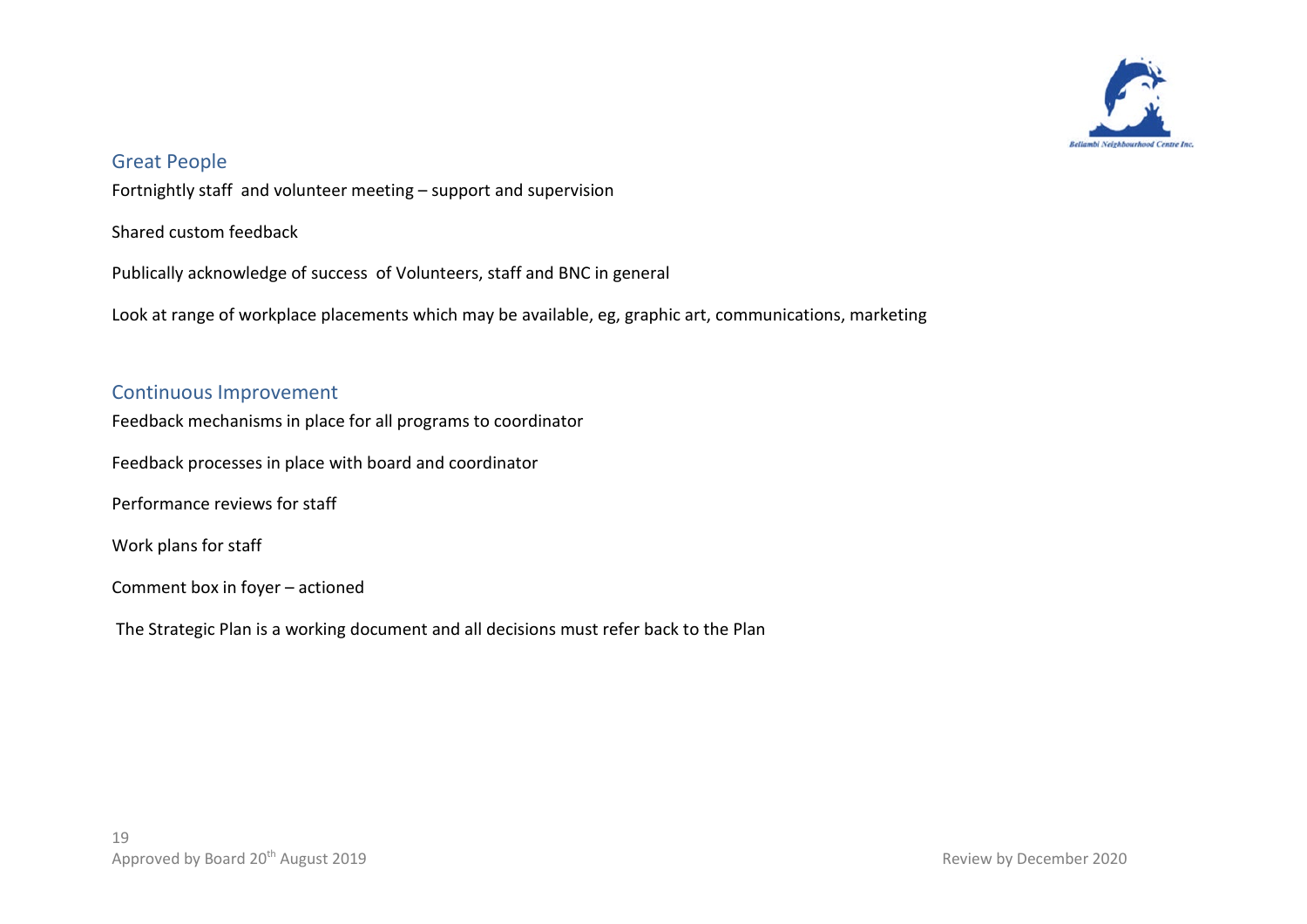## Great People

Fortnightly staff and volunteer meeting – support and supervision

Shared custom feedback

Publically acknowledge of success of Volunteers, staff and BNC in general

Look at range of workplace placements which may be available, eg, graphic art, communications, marketing

## Continuous Improvement

Feedback mechanisms in place for all programs to coordinator

Feedback processes in place with board and coordinator

Performance reviews for staff

Work plans for staff

Comment box in foyer – actioned

The Strategic Plan is a working document and all decisions must refer back to the Plan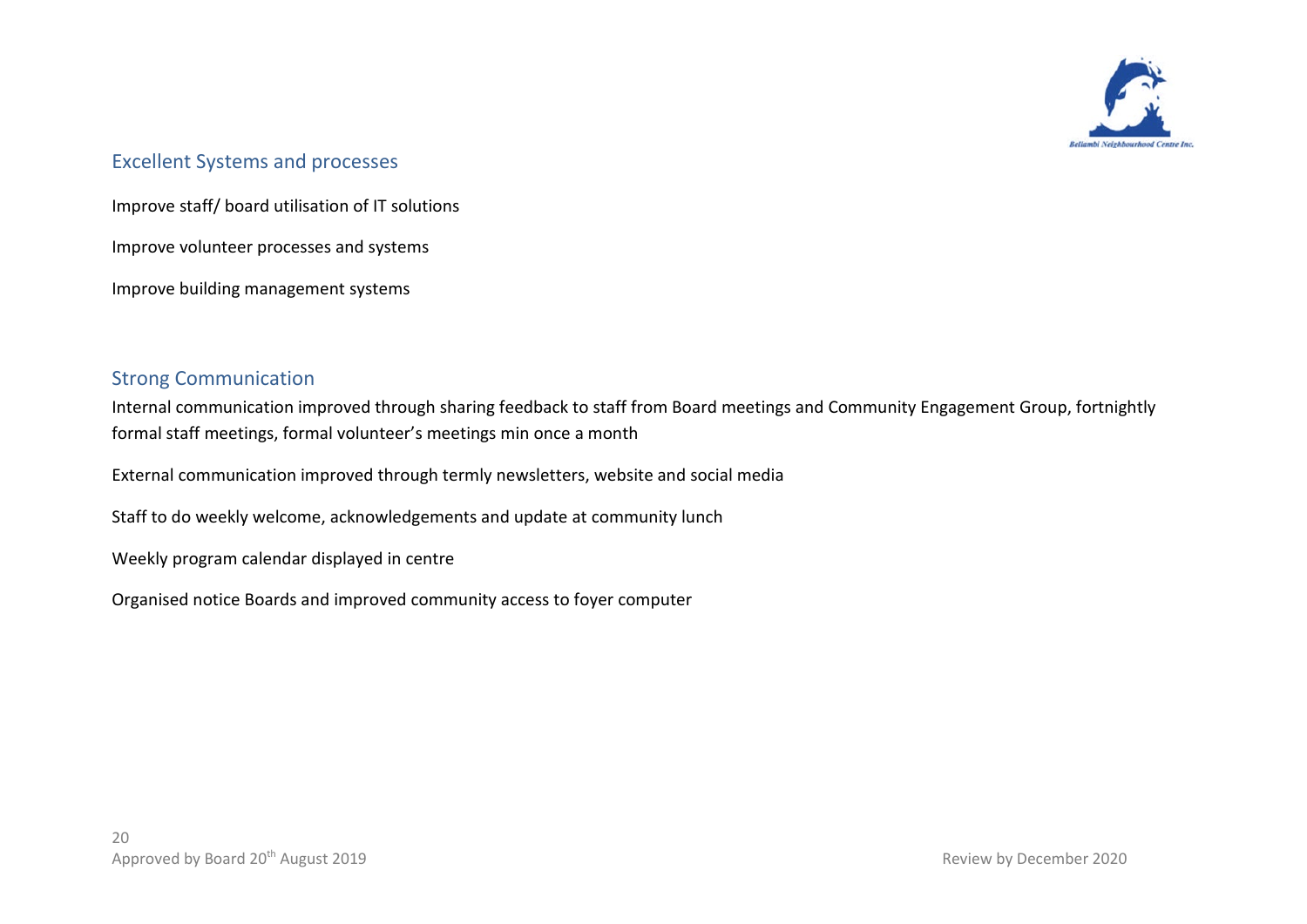## Excellent Systems and processes

Improve staff/ board utilisation of IT solutions

Improve volunteer processes and systems

Improve building management systems

## Strong Communication

Internal communication improved through sharing feedback to staff from Board meetings and Community Engagement Group, fortnightly formal staff meetings, formal volunteer's meetings min once a month

External communication improved through termly newsletters, website and social media

Staff to do weekly welcome, acknowledgements and update at community lunch

Weekly program calendar displayed in centre

Organised notice Boards and improved community access to foyer computer